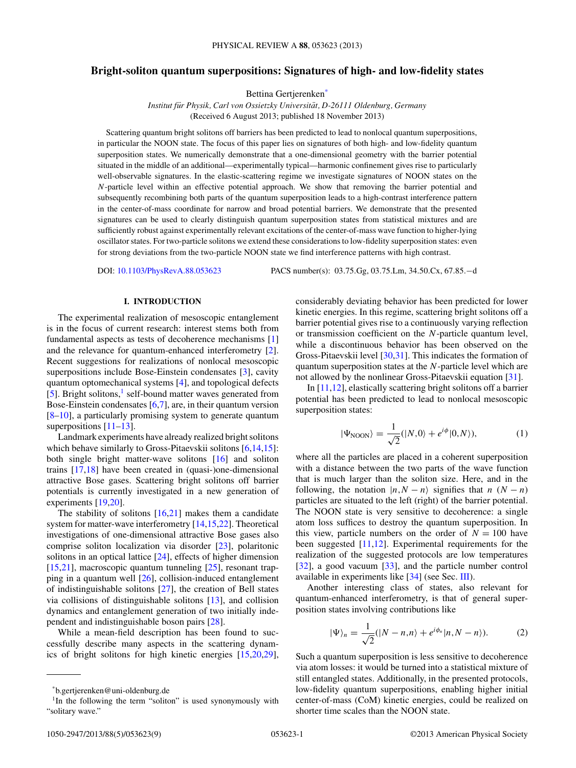# Bright-soliton quantum superpositions: Signatures of high- and low-fidelity states

Bettina Gertjerenken*

*Institut für Physik, Carl von Ossietzky Universität, D-26111 Oldenburg, Germany*
(Received 6 August 2013; published 18 November 2013)

Scattering quantum bright solitons off barriers has been predicted to lead to nonlocal quantum superpositions, in particular the NOON state. The focus of this paper lies on signatures of both high- and low-fidelity quantum superposition states. We numerically demonstrate that a one-dimensional geometry with the barrier potential situated in the middle of an additional—experimentally typical—harmonic confinement gives rise to particularly well-observable signatures. In the elastic-scattering regime we investigate signatures of NOON states on the $N$-particle level within an effective potential approach. We show that removing the barrier potential and subsequently recombining both parts of the quantum superposition leads to a high-contrast interference pattern in the center-of-mass coordinate for narrow and broad potential barriers. We demonstrate that the presented signatures can be used to clearly distinguish quantum superposition states from statistical mixtures and are sufficiently robust against experimentally relevant excitations of the center-of-mass wave function to higher-lying oscillator states. For two-particle solitons we extend these considerations to low-fidelity superposition states: even for strong deviations from the two-particle NOON state we find interference patterns with high contrast.

DOI: 10.1103/PhysRevA.88.053623 PACS number(s): 03.75.Gg, 03.75.Lm, 34.50.Cx, 67.85.−d

## I. INTRODUCTION

The experimental realization of mesoscopic entanglement is in the focus of current research: interest stems both from fundamental aspects as tests of decoherence mechanisms [1] and the relevance for quantum-enhanced interferometry [2]. Recent suggestions for realizations of nonlocal mesoscopic superpositions include Bose-Einstein condensates [3], cavity quantum optomechanical systems [4], and topological defects [5]. Bright solitons,[1] self-bound matter waves generated from Bose-Einstein condensates [6,7], are, in their quantum version [8–10], a particularly promising system to generate quantum superpositions [11–13].

Landmark experiments have already realized bright solitons which behave similarly to Gross-Pitaevskii solitons [6,14,15]: both single bright matter-wave solitons [16] and soliton trains [17,18] have been created in (quasi-)one-dimensional attractive Bose gases. Scattering bright solitons off barrier potentials is currently investigated in a new generation of experiments [19,20].

The stability of solitons [16,21] makes them a candidate system for matter-wave interferometry [14,15,22]. Theoretical investigations of one-dimensional attractive Bose gases also comprise soliton localization via disorder [23], polaritonic solitons in an optical lattice [24], effects of higher dimension [15,21], macroscopic quantum tunneling [25], resonant trapping in a quantum well [26], collision-induced entanglement of indistinguishable solitons [27], the creation of Bell states via collisions of distinguishable solitons [13], and collision dynamics and entanglement generation of two initially independent and indistinguishable boson pairs [28].

While a mean-field description has been found to successfully describe many aspects in the scattering dynamics of bright solitons for high kinetic energies [15,20,29], considerably deviating behavior has been predicted for lower kinetic energies. In this regime, scattering bright solitons off a barrier potential gives rise to a continuously varying reflection or transmission coefficient on the $N$-particle quantum level, while a discontinuous behavior has been observed on the Gross-Pitaevskii level [30,31]. This indicates the formation of quantum superposition states at the $N$-particle level which are not allowed by the nonlinear Gross-Pitaevskii equation [31].

In [11,12], elastically scattering bright solitons off a barrier potential has been predicted to lead to nonlocal mesoscopic superposition states:

$$|\Psi_{\text{NOON}}\rangle = \frac{1}{\sqrt{2}}(|N,0\rangle + e^{i\phi}|0,N\rangle), \tag{1}$$

where all the particles are placed in a coherent superposition with a distance between the two parts of the wave function that is much larger than the soliton size. Here, and in the following, the notation $|n,N-n\rangle$ signifies that $n$ $(N-n)$ particles are situated to the left (right) of the barrier potential. The NOON state is very sensitive to decoherence: a single atom loss suffices to destroy the quantum superposition. In this view, particle numbers on the order of $N = 100$ have been suggested [11,12]. Experimental requirements for the realization of the suggested protocols are low temperatures [32], a good vacuum [33], and the particle number control available in experiments like [34] (see Sec. III).

Another interesting class of states, also relevant for quantum-enhanced interferometry, is that of general superposition states involving contributions like

$$|\Psi\rangle_n = \frac{1}{\sqrt{2}}(|N-n,n\rangle + e^{i\phi_n}|n,N-n\rangle). \tag{2}$$

Such a quantum superposition is less sensitive to decoherence via atom losses: it would be turned into a statistical mixture of still entangled states. Additionally, in the presented protocols, low-fidelity quantum superpositions, enabling higher initial center-of-mass (CoM) kinetic energies, could be realized on shorter time scales than the NOON state.

---

*b.gertjerenken@uni-oldenburg.de

[1] In the following the term "soliton" is used synonymously with "solitary wave."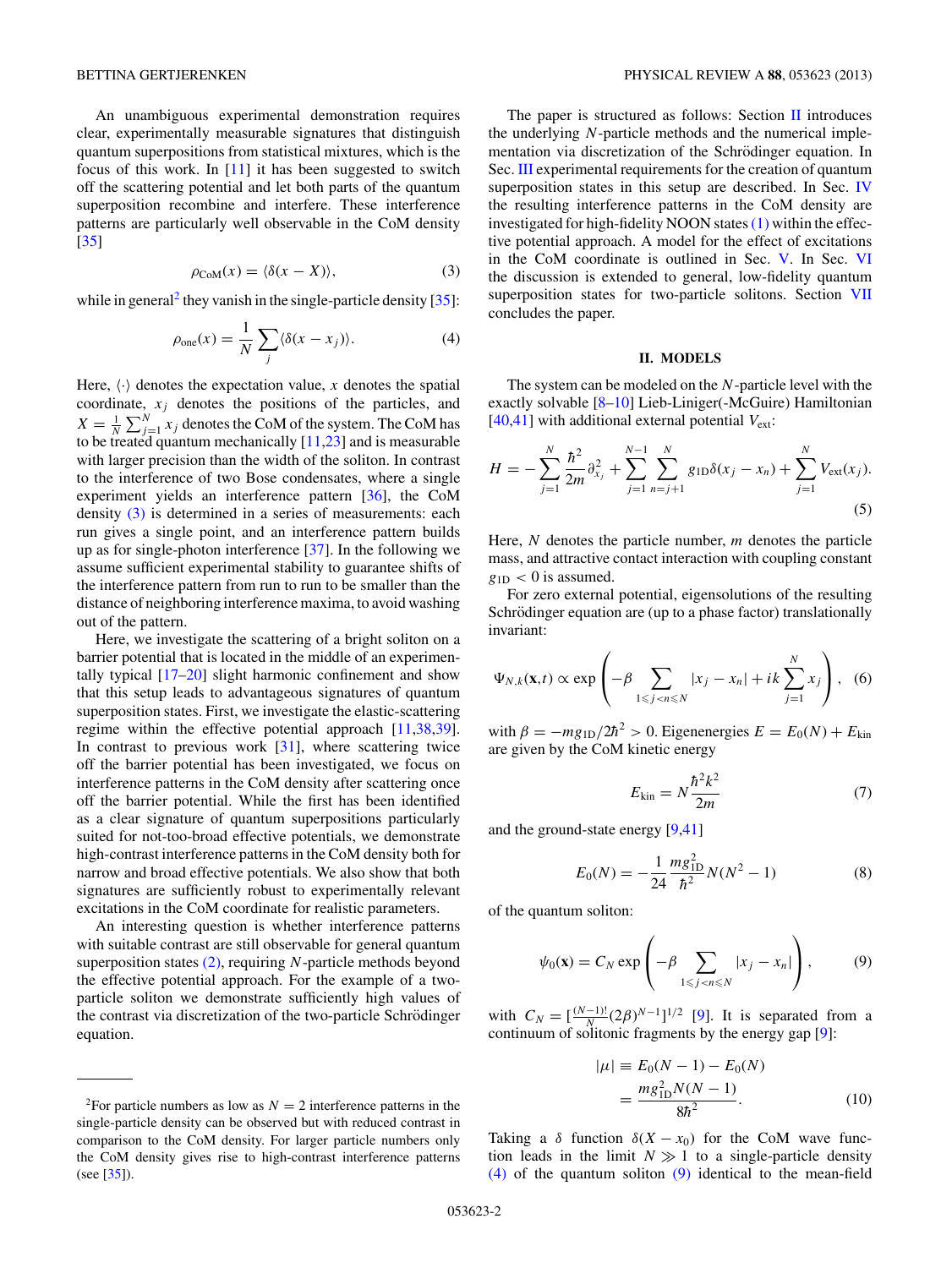An unambiguous experimental demonstration requires clear, experimentally measurable signatures that distinguish quantum superpositions from statistical mixtures, which is the focus of this work. In [11] it has been suggested to switch off the scattering potential and let both parts of the quantum superposition recombine and interfere. These interference patterns are particularly well observable in the CoM density [35]

$$\rho_{\mathrm{CoM}}(x) = \langle \delta(x - X) \rangle, \tag{3}$$

while in general[2] they vanish in the single-particle density [35]:

$$\rho_{\mathrm{one}}(x) = \frac{1}{N} \sum_{j} \langle \delta(x - x_j) \rangle. \tag{4}$$

Here, $\langle \cdot \rangle$ denotes the expectation value, $x$ denotes the spatial coordinate, $x_j$ denotes the positions of the particles, and $X = \frac{1}{N}\sum_{j=1}^{N} x_j$ denotes the CoM of the system. The CoM has to be treated quantum mechanically [11,23] and is measurable with larger precision than the width of the soliton. In contrast to the interference of two Bose condensates, where a single experiment yields an interference pattern [36], the CoM density (3) is determined in a series of measurements: each run gives a single point, and an interference pattern builds up as for single-photon interference [37]. In the following we assume sufficient experimental stability to guarantee shifts of the interference pattern from run to run to be smaller than the distance of neighboring interference maxima, to avoid washing out of the pattern.

Here, we investigate the scattering of a bright soliton on a barrier potential that is located in the middle of an experimentally typical [17–20] slight harmonic confinement and show that this setup leads to advantageous signatures of quantum superposition states. First, we investigate the elastic-scattering regime within the effective potential approach [11,38,39]. In contrast to previous work [31], where scattering twice off the barrier potential has been investigated, we focus on interference patterns in the CoM density after scattering once off the barrier potential. While the first has been identified as a clear signature of quantum superpositions particularly suited for not-too-broad effective potentials, we demonstrate high-contrast interference patterns in the CoM density both for narrow and broad effective potentials. We also show that both signatures are sufficiently robust to experimentally relevant excitations in the CoM coordinate for realistic parameters.

An interesting question is whether interference patterns with suitable contrast are still observable for general quantum superposition states (2), requiring $N$-particle methods beyond the effective potential approach. For the example of a two-particle soliton we demonstrate sufficiently high values of the contrast via discretization of the two-particle Schrödinger equation.

[2]For particle numbers as low as $N = 2$ interference patterns in the single-particle density can be observed but with reduced contrast in comparison to the CoM density. For larger particle numbers only the CoM density gives rise to high-contrast interference patterns (see [35]).

The paper is structured as follows: Section II introduces the underlying $N$-particle methods and the numerical implementation via discretization of the Schrödinger equation. In Sec. III experimental requirements for the creation of quantum superposition states in this setup are described. In Sec. IV the resulting interference patterns in the CoM density are investigated for high-fidelity NOON states (1) within the effective potential approach. A model for the effect of excitations in the CoM coordinate is outlined in Sec. V. In Sec. VI the discussion is extended to general, low-fidelity quantum superposition states for two-particle solitons. Section VII concludes the paper.

## II. MODELS

The system can be modeled on the $N$-particle level with the exactly solvable [8–10] Lieb-Liniger(-McGuire) Hamiltonian [40,41] with additional external potential $V_{\mathrm{ext}}$:

$$H = -\sum_{j=1}^{N} \frac{\hbar^2}{2m} \partial_{x_j}^2 + \sum_{j=1}^{N-1} \sum_{n=j+1}^{N} g_{1\mathrm{D}} \delta(x_j - x_n) + \sum_{j=1}^{N} V_{\mathrm{ext}}(x_j). \tag{5}$$

Here, $N$ denotes the particle number, $m$ denotes the particle mass, and attractive contact interaction with coupling constant $g_{1\mathrm{D}} < 0$ is assumed.

For zero external potential, eigensolutions of the resulting Schrödinger equation are (up to a phase factor) translationally invariant:

$$\Psi_{N,k}(\mathbf{x},t) \propto \exp\left( -\beta \sum_{1 \leqslant j < n \leqslant N} |x_j - x_n| + ik \sum_{j=1}^{N} x_j \right), \tag{6}$$

with $\beta = -m g_{1\mathrm{D}}/2\hbar^2 > 0$. Eigenenergies $E = E_0(N) + E_{\mathrm{kin}}$ are given by the CoM kinetic energy

$$E_{\mathrm{kin}} = N \frac{\hbar^2 k^2}{2m} \tag{7}$$

and the ground-state energy [9,41]

$$E_0(N) = -\frac{1}{24} \frac{m g_{1\mathrm{D}}^2}{\hbar^2} N(N^2 - 1) \tag{8}$$

of the quantum soliton:

$$\psi_0(\mathbf{x}) = C_N \exp\left( -\beta \sum_{1 \leqslant j < n \leqslant N} |x_j - x_n| \right), \tag{9}$$

with $C_N = [\frac{(N-1)!}{N}(2\beta)^{N-1}]^{1/2}$ [9]. It is separated from a continuum of solitonic fragments by the energy gap [9]:

$$\begin{aligned} |\mu| &\equiv E_0(N-1) - E_0(N) \\ &= \frac{m g_{1\mathrm{D}}^2 N(N-1)}{8\hbar^2}. \end{aligned} \tag{10}$$

Taking a $\delta$ function $\delta(X - x_0)$ for the CoM wave function leads in the limit $N \gg 1$ to a single-particle density (4) of the quantum soliton (9) identical to the mean-field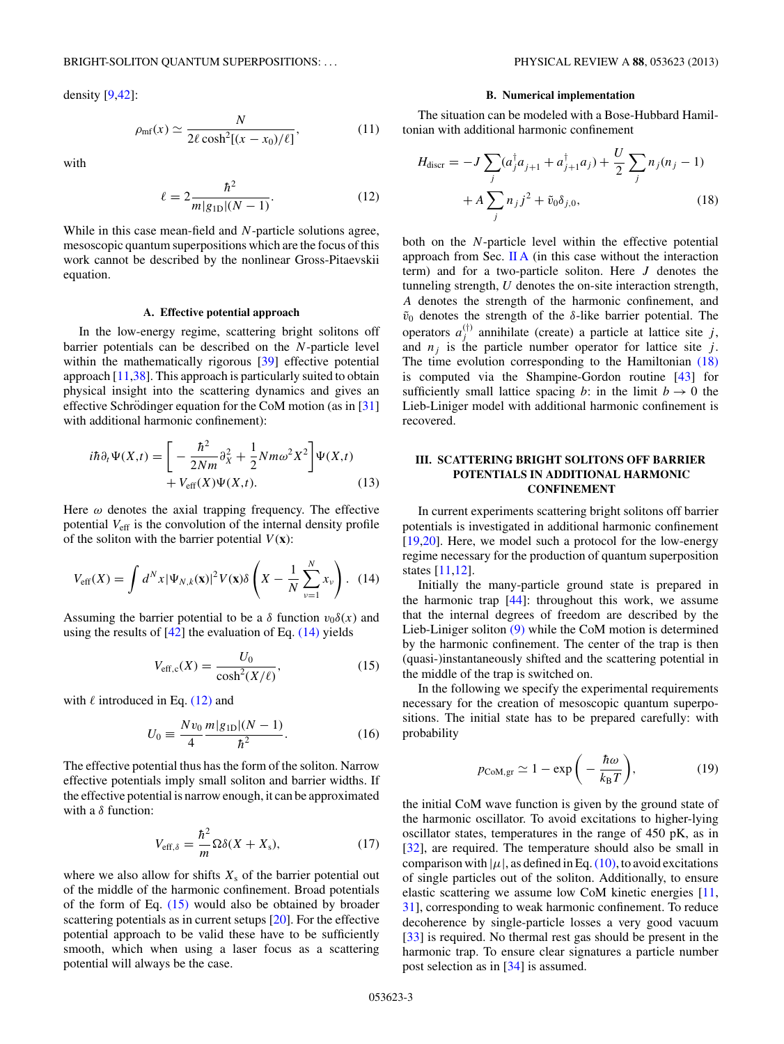density [9,42]:

$$\rho_{\rm mf}(x) \simeq \frac{N}{2\ell\cosh^2[(x-x_0)/\ell]}, \tag{11}$$

with

$$\ell = 2\frac{\hbar^2}{m|g_{1\rm D}|(N-1)}. \tag{12}$$

While in this case mean-field and $N$-particle solutions agree, mesoscopic quantum superpositions which are the focus of this work cannot be described by the nonlinear Gross-Pitaevskii equation.

### A. Effective potential approach

In the low-energy regime, scattering bright solitons off barrier potentials can be described on the $N$-particle level within the mathematically rigorous [39] effective potential approach [11,38]. This approach is particularly suited to obtain physical insight into the scattering dynamics and gives an effective Schrödinger equation for the CoM motion (as in [31] with additional harmonic confinement):

$$i\hbar\partial_t\Psi(X,t) = \left[-\frac{\hbar^2}{2Nm}\partial_X^2 + \frac{1}{2}Nm\omega^2X^2\right]\Psi(X,t) + V_{\rm eff}(X)\Psi(X,t). \tag{13}$$

Here $\omega$ denotes the axial trapping frequency. The effective potential $V_{\rm eff}$ is the convolution of the internal density profile of the soliton with the barrier potential $V(\mathbf{x})$:

$$V_{\rm eff}(X) = \int d^Nx|\Psi_{N,k}(\mathbf{x})|^2V(\mathbf{x})\delta\left(X - \frac{1}{N}\sum_{\nu=1}^N x_\nu\right). \tag{14}$$

Assuming the barrier potential to be a $\delta$ function $v_0\delta(x)$ and using the results of [42] the evaluation of Eq. (14) yields

$$V_{\rm eff,c}(X) = \frac{U_0}{\cosh^2(X/\ell)}, \tag{15}$$

with $\ell$ introduced in Eq. (12) and

$$U_0 \equiv \frac{Nv_0}{4}\frac{m|g_{1\rm D}|(N-1)}{\hbar^2}. \tag{16}$$

The effective potential thus has the form of the soliton. Narrow effective potentials imply small soliton and barrier widths. If the effective potential is narrow enough, it can be approximated with a $\delta$ function:

$$V_{\rm eff,\delta} = \frac{\hbar^2}{m}\Omega\delta(X+X_{\rm s}), \tag{17}$$

where we also allow for shifts $X_{\rm s}$ of the barrier potential out of the middle of the harmonic confinement. Broad potentials of the form of Eq. (15) would also be obtained by broader scattering potentials as in current setups [20]. For the effective potential approach to be valid these have to be sufficiently smooth, which when using a laser focus as a scattering potential will always be the case.

### B. Numerical implementation

The situation can be modeled with a Bose-Hubbard Hamiltonian with additional harmonic confinement

$$H_{\rm discr} = -J\sum_j(a_j^\dagger a_{j+1} + a_{j+1}^\dagger a_j) + \frac{U}{2}\sum_j n_j(n_j-1) + A\sum_j n_j j^2 + \tilde{v}_0\delta_{j,0}, \tag{18}$$

both on the $N$-particle level within the effective potential approach from Sec. II A (in this case without the interaction term) and for a two-particle soliton. Here $J$ denotes the tunneling strength, $U$ denotes the on-site interaction strength, $A$ denotes the strength of the harmonic confinement, and $\tilde{v}_0$ denotes the strength of the $\delta$-like barrier potential. The operators $a_j^{(\dagger)}$ annihilate (create) a particle at lattice site $j$, and $n_j$ is the particle number operator for lattice site $j$. The time evolution corresponding to the Hamiltonian (18) is computed via the Shampine-Gordon routine [43] for sufficiently small lattice spacing $b$: in the limit $b\to 0$ the Lieb-Liniger model with additional harmonic confinement is recovered.

## III. SCATTERING BRIGHT SOLITONS OFF BARRIER POTENTIALS IN ADDITIONAL HARMONIC CONFINEMENT

In current experiments scattering bright solitons off barrier potentials is investigated in additional harmonic confinement [19,20]. Here, we model such a protocol for the low-energy regime necessary for the production of quantum superposition states [11,12].

Initially the many-particle ground state is prepared in the harmonic trap [44]: throughout this work, we assume that the internal degrees of freedom are described by the Lieb-Liniger soliton (9) while the CoM motion is determined by the harmonic confinement. The center of the trap is then (quasi-)instantaneously shifted and the scattering potential in the middle of the trap is switched on.

In the following we specify the experimental requirements necessary for the creation of mesoscopic quantum superpositions. The initial state has to be prepared carefully: with probability

$$p_{\rm CoM,gr} \simeq 1 - \exp\left(-\frac{\hbar\omega}{k_{\rm B}T}\right), \tag{19}$$

the initial CoM wave function is given by the ground state of the harmonic oscillator. To avoid excitations to higher-lying oscillator states, temperatures in the range of 450 pK, as in [32], are required. The temperature should also be small in comparison with $|\mu|$, as defined in Eq. (10), to avoid excitations of single particles out of the soliton. Additionally, to ensure elastic scattering we assume low CoM kinetic energies [11,31], corresponding to weak harmonic confinement. To reduce decoherence by single-particle losses a very good vacuum [33] is required. No thermal rest gas should be present in the harmonic trap. To ensure clear signatures a particle number post selection as in [34] is assumed.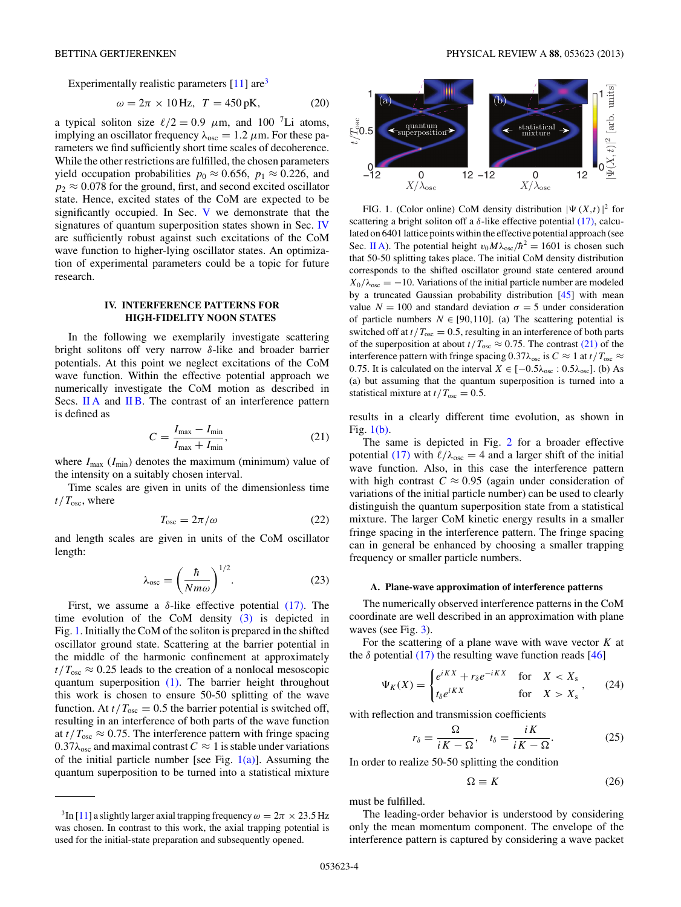Experimentally realistic parameters [11] are[3]

$$\omega = 2\pi \times 10\,\text{Hz}, \quad T = 450\,\text{pK}, \tag{20}$$

a typical soliton size $\ell/2 = 0.9\ \mu$m, and 100 $^7$Li atoms, implying an oscillator frequency $\lambda_{\text{osc}} = 1.2\ \mu$m. For these parameters we find sufficiently short time scales of decoherence. While the other restrictions are fulfilled, the chosen parameters yield occupation probabilities $p_0 \approx 0.656$, $p_1 \approx 0.226$, and $p_2 \approx 0.078$ for the ground, first, and second excited oscillator state. Hence, excited states of the CoM are expected to be significantly occupied. In Sec. V we demonstrate that the signatures of quantum superposition states shown in Sec. IV are sufficiently robust against such excitations of the CoM wave function to higher-lying oscillator states. An optimization of experimental parameters could be a topic for future research.

## IV. INTERFERENCE PATTERNS FOR HIGH-FIDELITY NOON STATES

In the following we exemplarily investigate scattering bright solitons off very narrow $\delta$-like and broader barrier potentials. At this point we neglect excitations of the CoM wave function. Within the effective potential approach we numerically investigate the CoM motion as described in Secs. II A and II B. The contrast of an interference pattern is defined as

$$C = \frac{I_{\max} - I_{\min}}{I_{\max} + I_{\min}}, \tag{21}$$

where $I_{\max}$ ($I_{\min}$) denotes the maximum (minimum) value of the intensity on a suitably chosen interval.

Time scales are given in units of the dimensionless time $t/T_{\text{osc}}$, where

$$T_{\text{osc}} = 2\pi/\omega \tag{22}$$

and length scales are given in units of the CoM oscillator length:

$$\lambda_{\text{osc}} = \left(\frac{\hbar}{Nm\omega}\right)^{1/2}. \tag{23}$$

First, we assume a $\delta$-like effective potential (17). The time evolution of the CoM density (3) is depicted in Fig. 1. Initially the CoM of the soliton is prepared in the shifted oscillator ground state. Scattering at the barrier potential in the middle of the harmonic confinement at approximately $t/T_{\text{osc}} \approx 0.25$ leads to the creation of a nonlocal mesoscopic quantum superposition (1). The barrier height throughout this work is chosen to ensure 50-50 splitting of the wave function. At $t/T_{\text{osc}} = 0.5$ the barrier potential is switched off, resulting in an interference of both parts of the wave function at $t/T_{\text{osc}} \approx 0.75$. The interference pattern with fringe spacing $0.37\lambda_{\text{osc}}$ and maximal contrast $C \approx 1$ is stable under variations of the initial particle number [see Fig. 1(a)]. Assuming the quantum superposition to be turned into a statistical mixture results in a clearly different time evolution, as shown in Fig. 1(b).

FIG. 1. (Color online) CoM density distribution $|\Psi(X,t)|^2$ for scattering a bright soliton off a $\delta$-like effective potential (17), calculated on 6401 lattice points within the effective potential approach (see Sec. II A). The potential height $v_0 M\lambda_{\text{osc}}/\hbar^2 = 1601$ is chosen such that 50-50 splitting takes place. The initial CoM density distribution corresponds to the shifted oscillator ground state centered around $X_0/\lambda_{\text{osc}} = -10$. Variations of the initial particle number are modeled by a truncated Gaussian probability distribution [45] with mean value $N = 100$ and standard deviation $\sigma = 5$ under consideration of particle numbers $N \in [90,110]$. (a) The scattering potential is switched off at $t/T_{\text{osc}} = 0.5$, resulting in an interference of both parts of the superposition at about $t/T_{\text{osc}} \approx 0.75$. The contrast (21) of the interference pattern with fringe spacing $0.37\lambda_{\text{osc}}$ is $C \approx 1$ at $t/T_{\text{osc}} \approx 0.75$. It is calculated on the interval $X \in [-0.5\lambda_{\text{osc}} : 0.5\lambda_{\text{osc}}]$. (b) As (a) but assuming that the quantum superposition is turned into a statistical mixture at $t/T_{\text{osc}} = 0.5$.

The same is depicted in Fig. 2 for a broader effective potential (17) with $\ell/\lambda_{\text{osc}} = 4$ and a larger shift of the initial wave function. Also, in this case the interference pattern with high contrast $C \approx 0.95$ (again under consideration of variations of the initial particle number) can be used to clearly distinguish the quantum superposition state from a statistical mixture. The larger CoM kinetic energy results in a smaller fringe spacing in the interference pattern. The fringe spacing can in general be enhanced by choosing a smaller trapping frequency or smaller particle numbers.

### A. Plane-wave approximation of interference patterns

The numerically observed interference patterns in the CoM coordinate are well described in an approximation with plane waves (see Fig. 3).

For the scattering of a plane wave with wave vector $K$ at the $\delta$ potential (17) the resulting wave function reads [46]

$$\Psi_K(X) = \begin{cases} e^{iKX} + r_\delta e^{-iKX} & \text{for} \quad X < X_s \\ t_\delta e^{iKX} & \text{for} \quad X > X_s \end{cases}, \tag{24}$$

with reflection and transmission coefficients

$$r_\delta = \frac{\Omega}{iK - \Omega}, \quad t_\delta = \frac{iK}{iK - \Omega}. \tag{25}$$

In order to realize 50-50 splitting the condition

$$\Omega \equiv K \tag{26}$$

must be fulfilled.

The leading-order behavior is understood by considering only the mean momentum component. The envelope of the interference pattern is captured by considering a wave packet

[3] In [11] a slightly larger axial trapping frequency $\omega = 2\pi \times 23.5$ Hz was chosen. In contrast to this work, the axial trapping potential is used for the initial-state preparation and subsequently opened.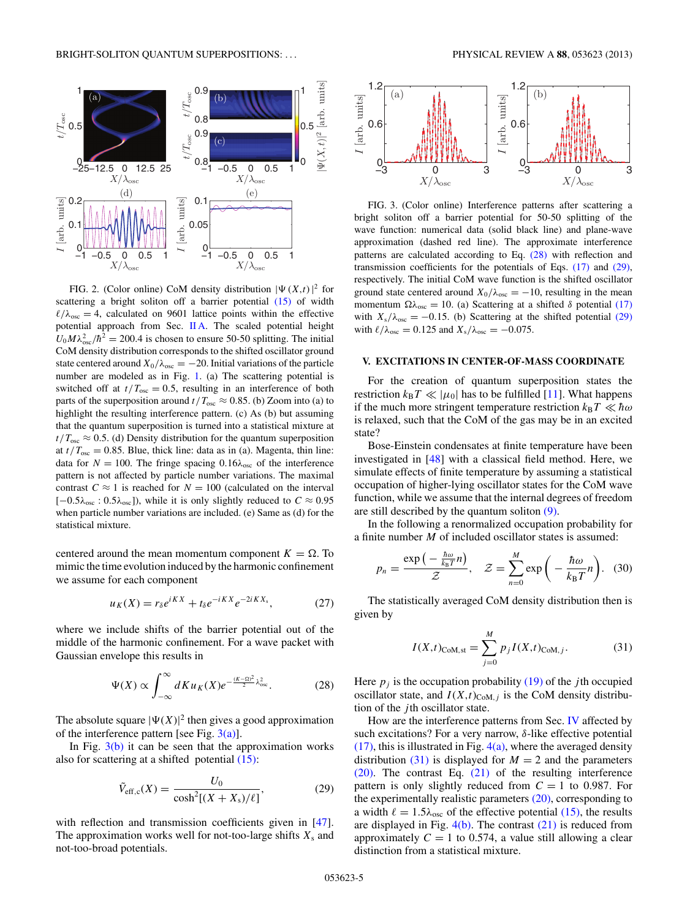FIG. 2. (Color online) CoM density distribution $|\Psi(X,t)|^2$ for scattering a bright soliton off a barrier potential (15) of width $\ell/\lambda_{\rm osc} = 4$, calculated on 9601 lattice points within the effective potential approach from Sec. II A. The scaled potential height $U_0 M \lambda_{\rm osc}^2/\hbar^2 = 200.4$ is chosen to ensure 50-50 splitting. The initial CoM density distribution corresponds to the shifted oscillator ground state centered around $X_0/\lambda_{\rm osc} = -20$. Initial variations of the particle number are modeled as in Fig. 1. (a) The scattering potential is switched off at $t/T_{\rm osc} = 0.5$, resulting in an interference of both parts of the superposition around $t/T_{\rm osc} \approx 0.85$. (b) Zoom into (a) to highlight the resulting interference pattern. (c) As (b) but assuming that the quantum superposition is turned into a statistical mixture at $t/T_{\rm osc} \approx 0.5$. (d) Density distribution for the quantum superposition at $t/T_{\rm osc} = 0.85$. Blue, thick line: data as in (a). Magenta, thin line: data for $N = 100$. The fringe spacing $0.16\lambda_{\rm osc}$ of the interference pattern is not affected by particle number variations. The maximal contrast $C \approx 1$ is reached for $N = 100$ (calculated on the interval $[-0.5\lambda_{\rm osc} : 0.5\lambda_{\rm osc}]$), while it is only slightly reduced to $C \approx 0.95$ when particle number variations are included. (e) Same as (d) for the statistical mixture.

centered around the mean momentum component $K = \Omega$. To mimic the time evolution induced by the harmonic confinement we assume for each component

$$u_K(X) = r_\delta e^{iKX} + t_\delta e^{-iKX} e^{-2iKX_s}, \tag{27}$$

where we include shifts of the barrier potential out of the middle of the harmonic confinement. For a wave packet with Gaussian envelope this results in

$$\Psi(X) \propto \int_{-\infty}^{\infty} dK\, u_K(X) e^{-\frac{(K-\Omega)^2}{2}\lambda_{\rm osc}^2}. \tag{28}$$

The absolute square $|\Psi(X)|^2$ then gives a good approximation of the interference pattern [see Fig. 3(a)].

In Fig. 3(b) it can be seen that the approximation works also for scattering at a shifted potential (15):

$$\tilde{V}_{\rm eff,c}(X) = \frac{U_0}{\cosh^2[(X+X_s)/\ell]}, \tag{29}$$

with reflection and transmission coefficients given in [47]. The approximation works well for not-too-large shifts $X_s$ and not-too-broad potentials.

FIG. 3. (Color online) Interference patterns after scattering a bright soliton off a barrier potential for 50-50 splitting of the wave function: numerical data (solid black line) and plane-wave approximation (dashed red line). The approximate interference patterns are calculated according to Eq. (28) with reflection and transmission coefficients for the potentials of Eqs. (17) and (29), respectively. The initial CoM wave function is the shifted oscillator ground state centered around $X_0/\lambda_{\rm osc} = -10$, resulting in the mean momentum $\Omega\lambda_{\rm osc} = 10$. (a) Scattering at a shifted $\delta$ potential (17) with $X_s/\lambda_{\rm osc} = -0.15$. (b) Scattering at the shifted potential (29) with $\ell/\lambda_{\rm osc} = 0.125$ and $X_s/\lambda_{\rm osc} = -0.075$.

## V. EXCITATIONS IN CENTER-OF-MASS COORDINATE

For the creation of quantum superposition states the restriction $k_B T \ll |\mu_0|$ has to be fulfilled [11]. What happens if the much more stringent temperature restriction $k_B T \ll \hbar\omega$ is relaxed, such that the CoM of the gas may be in an excited state?

Bose-Einstein condensates at finite temperature have been investigated in [48] with a classical field method. Here, we simulate effects of finite temperature by assuming a statistical occupation of higher-lying oscillator states for the CoM wave function, while we assume that the internal degrees of freedom are still described by the quantum soliton (9).

In the following a renormalized occupation probability for a finite number $M$ of included oscillator states is assumed:

$$p_n = \frac{\exp\left(-\frac{\hbar\omega}{k_B T}n\right)}{\mathcal{Z}}, \quad \mathcal{Z} = \sum_{n=0}^{M} \exp\left(-\frac{\hbar\omega}{k_B T}n\right). \tag{30}$$

The statistically averaged CoM density distribution then is given by

$$I(X,t)_{\rm CoM,st} = \sum_{j=0}^{M} p_j I(X,t)_{{\rm CoM},j}. \tag{31}$$

Here $p_j$ is the occupation probability (19) of the $j$th occupied oscillator state, and $I(X,t)_{{\rm CoM},j}$ is the CoM density distribution of the $j$th oscillator state.

How are the interference patterns from Sec. IV affected by such excitations? For a very narrow, $\delta$-like effective potential (17), this is illustrated in Fig. 4(a), where the averaged density distribution (31) is displayed for $M = 2$ and the parameters (20). The contrast Eq. (21) of the resulting interference pattern is only slightly reduced from $C = 1$ to 0.987. For the experimentally realistic parameters (20), corresponding to a width $\ell = 1.5\lambda_{\rm osc}$ of the effective potential (15), the results are displayed in Fig. 4(b). The contrast (21) is reduced from approximately $C = 1$ to 0.574, a value still allowing a clear distinction from a statistical mixture.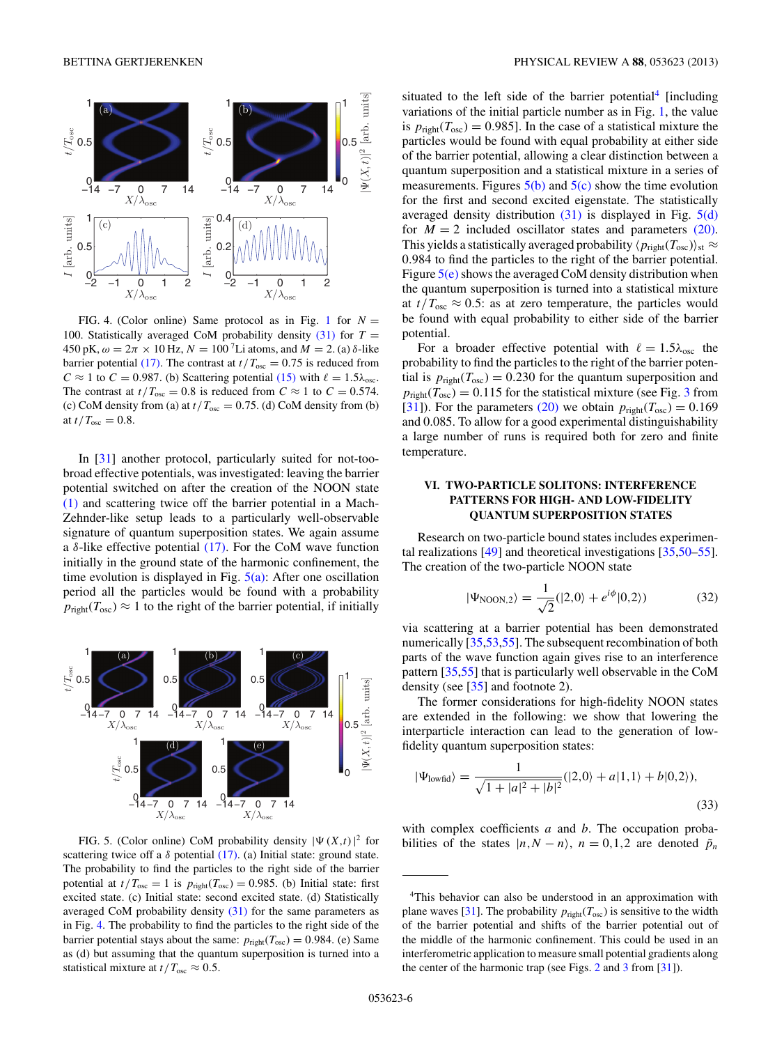FIG. 4. (Color online) Same protocol as in Fig. 1 for $N = 100$. Statistically averaged CoM probability density (31) for $T = 450$ pK, $\omega = 2\pi \times 10$ Hz, $N = 100$ $^7$Li atoms, and $M = 2$. (a) $\delta$-like barrier potential (17). The contrast at $t/T_{\rm osc} = 0.75$ is reduced from $C \approx 1$ to $C = 0.987$. (b) Scattering potential (15) with $\ell = 1.5\lambda_{\rm osc}$. The contrast at $t/T_{\rm osc} = 0.8$ is reduced from $C \approx 1$ to $C = 0.574$. (c) CoM density from (a) at $t/T_{\rm osc} = 0.75$. (d) CoM density from (b) at $t/T_{\rm osc} = 0.8$.

In [31] another protocol, particularly suited for not-too-broad effective potentials, was investigated: leaving the barrier potential switched on after the creation of the NOON state (1) and scattering twice off the barrier potential in a Mach-Zehnder-like setup leads to a particularly well-observable signature of quantum superposition states. We again assume a $\delta$-like effective potential (17). For the CoM wave function initially in the ground state of the harmonic confinement, the time evolution is displayed in Fig. 5(a): After one oscillation period all the particles would be found with a probability $p_{\rm right}(T_{\rm osc}) \approx 1$ to the right of the barrier potential, if initially situated to the left side of the barrier potential[4] [including variations of the initial particle number as in Fig. 1, the value is $p_{\rm right}(T_{\rm osc}) = 0.985$]. In the case of a statistical mixture the particles would be found with equal probability at either side of the barrier potential, allowing a clear distinction between a quantum superposition and a statistical mixture in a series of measurements. Figures 5(b) and 5(c) show the time evolution for the first and second excited eigenstate. The statistically averaged density distribution (31) is displayed in Fig. 5(d) for $M = 2$ included oscillator states and parameters (20). This yields a statistically averaged probability $\langle p_{\rm right}(T_{\rm osc})\rangle_{\rm st} \approx 0.984$ to find the particles to the right of the barrier potential. Figure 5(e) shows the averaged CoM density distribution when the quantum superposition is turned into a statistical mixture at $t/T_{\rm osc} \approx 0.5$: as at zero temperature, the particles would be found with equal probability to either side of the barrier potential.

For a broader effective potential with $\ell = 1.5\lambda_{\rm osc}$ the probability to find the particles to the right of the barrier potential is $p_{\rm right}(T_{\rm osc}) = 0.230$ for the quantum superposition and $p_{\rm right}(T_{\rm osc}) = 0.115$ for the statistical mixture (see Fig. 3 from [31]). For the parameters (20) we obtain $p_{\rm right}(T_{\rm osc}) = 0.169$ and 0.085. To allow for a good experimental distinguishability a large number of runs is required both for zero and finite temperature.

FIG. 5. (Color online) CoM probability density $|\Psi(X,t)|^2$ for scattering twice off a $\delta$ potential (17). (a) Initial state: ground state. The probability to find the particles to the right side of the barrier potential at $t/T_{\rm osc} = 1$ is $p_{\rm right}(T_{\rm osc}) = 0.985$. (b) Initial state: first excited state. (c) Initial state: second excited state. (d) Statistically averaged CoM probability density (31) for the same parameters as in Fig. 4. The probability to find the particles to the right side of the barrier potential stays about the same: $p_{\rm right}(T_{\rm osc}) = 0.984$. (e) Same as (d) but assuming that the quantum superposition is turned into a statistical mixture at $t/T_{\rm osc} \approx 0.5$.

## VI. TWO-PARTICLE SOLITONS: INTERFERENCE PATTERNS FOR HIGH- AND LOW-FIDELITY QUANTUM SUPERPOSITION STATES

Research on two-particle bound states includes experimental realizations [49] and theoretical investigations [35,50–55]. The creation of the two-particle NOON state

$$|\Psi_{\rm NOON,2}\rangle = \frac{1}{\sqrt{2}}(|2,0\rangle + e^{i\phi}|0,2\rangle) \tag{32}$$

via scattering at a barrier potential has been demonstrated numerically [35,53,55]. The subsequent recombination of both parts of the wave function again gives rise to an interference pattern [35,55] that is particularly well observable in the CoM density (see [35] and footnote 2).

The former considerations for high-fidelity NOON states are extended in the following: we show that lowering the interparticle interaction can lead to the generation of low-fidelity quantum superposition states:

$$|\Psi_{\rm lowfid}\rangle = \frac{1}{\sqrt{1+|a|^2+|b|^2}}(|2,0\rangle + a|1,1\rangle + b|0,2\rangle), \tag{33}$$

with complex coefficients $a$ and $b$. The occupation probabilities of the states $|n,N-n\rangle$, $n = 0,1,2$ are denoted $\tilde{p}_n$

[4] This behavior can also be understood in an approximation with plane waves [31]. The probability $p_{\rm right}(T_{\rm osc})$ is sensitive to the width of the barrier potential and shifts of the barrier potential out of the middle of the harmonic confinement. This could be used in an interferometric application to measure small potential gradients along the center of the harmonic trap (see Figs. 2 and 3 from [31]).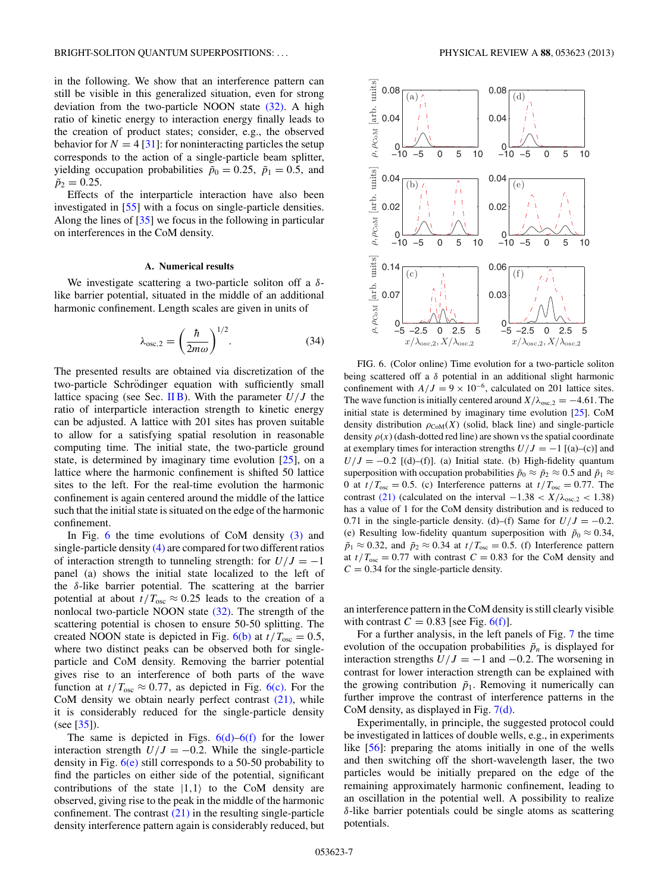in the following. We show that an interference pattern can still be visible in this generalized situation, even for strong deviation from the two-particle NOON state (32). A high ratio of kinetic energy to interaction energy finally leads to the creation of product states; consider, e.g., the observed behavior for $N = 4$ [31]: for noninteracting particles the setup corresponds to the action of a single-particle beam splitter, yielding occupation probabilities $\tilde{p}_0 = 0.25$, $\tilde{p}_1 = 0.5$, and $\tilde{p}_2 = 0.25$.

Effects of the interparticle interaction have also been investigated in [55] with a focus on single-particle densities. Along the lines of [35] we focus in the following in particular on interferences in the CoM density.

### A. Numerical results

We investigate scattering a two-particle soliton off a $\delta$-like barrier potential, situated in the middle of an additional harmonic confinement. Length scales are given in units of

$$\lambda_{\mathrm{osc},2} = \left(\frac{\hbar}{2m\omega}\right)^{1/2}. \tag{34}$$

The presented results are obtained via discretization of the two-particle Schrödinger equation with sufficiently small lattice spacing (see Sec. II B). With the parameter $U/J$ the ratio of interparticle interaction strength to kinetic energy can be adjusted. A lattice with 201 sites has proven suitable to allow for a satisfying spatial resolution in reasonable computing time. The initial state, the two-particle ground state, is determined by imaginary time evolution [25], on a lattice where the harmonic confinement is shifted 50 lattice sites to the left. For the real-time evolution the harmonic confinement is again centered around the middle of the lattice such that the initial state is situated on the edge of the harmonic confinement.

In Fig. 6 the time evolutions of CoM density (3) and single-particle density (4) are compared for two different ratios of interaction strength to tunneling strength: for $U/J = -1$ panel (a) shows the initial state localized to the left of the $\delta$-like barrier potential. The scattering at the barrier potential at about $t/T_{\mathrm{osc}} \approx 0.25$ leads to the creation of a nonlocal two-particle NOON state (32). The strength of the scattering potential is chosen to ensure 50-50 splitting. The created NOON state is depicted in Fig. 6(b) at $t/T_{\mathrm{osc}} = 0.5$, where two distinct peaks can be observed both for single-particle and CoM density. Removing the barrier potential gives rise to an interference of both parts of the wave function at $t/T_{\mathrm{osc}} \approx 0.77$, as depicted in Fig. 6(c). For the CoM density we obtain nearly perfect contrast (21), while it is considerably reduced for the single-particle density (see [35]).

The same is depicted in Figs. 6(d)–6(f) for the lower interaction strength $U/J = -0.2$. While the single-particle density in Fig. 6(e) still corresponds to a 50-50 probability to find the particles on either side of the potential, significant contributions of the state $|1,1\rangle$ to the CoM density are observed, giving rise to the peak in the middle of the harmonic confinement. The contrast (21) in the resulting single-particle density interference pattern again is considerably reduced, but an interference pattern in the CoM density is still clearly visible with contrast $C = 0.83$ [see Fig. 6(f)].

FIG. 6. (Color online) Time evolution for a two-particle soliton being scattered off a $\delta$ potential in an additional slight harmonic confinement with $A/J = 9 \times 10^{-6}$, calculated on 201 lattice sites. The wave function is initially centered around $X/\lambda_{\mathrm{osc},2} = -4.61$. The initial state is determined by imaginary time evolution [25]. CoM density distribution $\rho_{\mathrm{CoM}}(X)$ (solid, black line) and single-particle density $\rho(x)$ (dash-dotted red line) are shown vs the spatial coordinate at exemplary times for interaction strengths $U/J = -1$ [(a)–(c)] and $U/J = -0.2$ [(d)–(f)]. (a) Initial state. (b) High-fidelity quantum superposition with occupation probabilities $\tilde{p}_0 \approx \tilde{p}_2 \approx 0.5$ and $\tilde{p}_1 \approx 0$ at $t/T_{\mathrm{osc}} = 0.5$. (c) Interference patterns at $t/T_{\mathrm{osc}} = 0.77$. The contrast (21) (calculated on the interval $-1.38 < X/\lambda_{\mathrm{osc},2} < 1.38$) has a value of 1 for the CoM density distribution and is reduced to 0.71 in the single-particle density. (d)–(f) Same for $U/J = -0.2$. (e) Resulting low-fidelity quantum superposition with $\tilde{p}_0 \approx 0.34$, $\tilde{p}_1 \approx 0.32$, and $\tilde{p}_2 \approx 0.34$ at $t/T_{\mathrm{osc}} = 0.5$. (f) Interference pattern at $t/T_{\mathrm{osc}} = 0.77$ with contrast $C = 0.83$ for the CoM density and $C = 0.34$ for the single-particle density.

For a further analysis, in the left panels of Fig. 7 the time evolution of the occupation probabilities $\tilde{p}_n$ is displayed for interaction strengths $U/J = -1$ and $-0.2$. The worsening in contrast for lower interaction strength can be explained with the growing contribution $\tilde{p}_1$. Removing it numerically can further improve the contrast of interference patterns in the CoM density, as displayed in Fig. 7(d).

Experimentally, in principle, the suggested protocol could be investigated in lattices of double wells, e.g., in experiments like [56]: preparing the atoms initially in one of the wells and then switching off the short-wavelength laser, the two particles would be initially prepared on the edge of the remaining approximately harmonic confinement, leading to an oscillation in the potential well. A possibility to realize $\delta$-like barrier potentials could be single atoms as scattering potentials.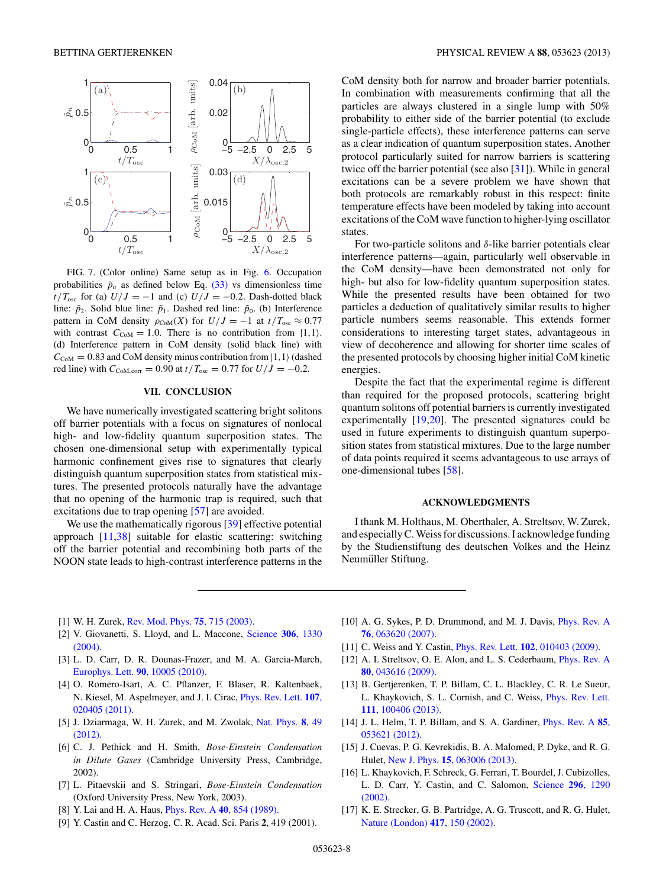FIG. 7. (Color online) Same setup as in Fig. 6. Occupation probabilities $\tilde{p}_n$ as defined below Eq. (33) vs dimensionless time $t/T_{\rm osc}$ for (a) $U/J = -1$ and (c) $U/J = -0.2$. Dash-dotted black line: $\tilde{p}_2$. Solid blue line: $\tilde{p}_1$. Dashed red line: $\tilde{p}_0$. (b) Interference pattern in CoM density $\rho_{\rm CoM}(X)$ for $U/J = -1$ at $t/T_{\rm osc} \approx 0.77$ with contrast $C_{\rm CoM} = 1.0$. There is no contribution from $|1,1\rangle$. (d) Interference pattern in CoM density (solid black line) with $C_{\rm CoM} = 0.83$ and CoM density minus contribution from $|1,1\rangle$ (dashed red line) with $C_{\rm CoM,corr} = 0.90$ at $t/T_{\rm osc} = 0.77$ for $U/J = -0.2$.

## VII. CONCLUSION

We have numerically investigated scattering bright solitons off barrier potentials with a focus on signatures of nonlocal high- and low-fidelity quantum superposition states. The chosen one-dimensional setup with experimentally typical harmonic confinement gives rise to signatures that clearly distinguish quantum superposition states from statistical mixtures. The presented protocols naturally have the advantage that no opening of the harmonic trap is required, such that excitations due to trap opening [57] are avoided.

We use the mathematically rigorous [39] effective potential approach [11,38] suitable for elastic scattering: switching off the barrier potential and recombining both parts of the NOON state leads to high-contrast interference patterns in the CoM density both for narrow and broader barrier potentials. In combination with measurements confirming that all the particles are always clustered in a single lump with 50% probability to either side of the barrier potential (to exclude single-particle effects), these interference patterns can serve as a clear indication of quantum superposition states. Another protocol particularly suited for narrow barriers is scattering twice off the barrier potential (see also [31]). While in general excitations can be a severe problem we have shown that both protocols are remarkably robust in this respect: finite temperature effects have been modeled by taking into account excitations of the CoM wave function to higher-lying oscillator states.

For two-particle solitons and $\delta$-like barrier potentials clear interference patterns—again, particularly well observable in the CoM density—have been demonstrated not only for high- but also for low-fidelity quantum superposition states. While the presented results have been obtained for two particles a deduction of qualitatively similar results to higher particle numbers seems reasonable. This extends former considerations to interesting target states, advantageous in view of decoherence and allowing for shorter time scales of the presented protocols by choosing higher initial CoM kinetic energies.

Despite the fact that the experimental regime is different than required for the proposed protocols, scattering bright quantum solitons off potential barriers is currently investigated experimentally [19,20]. The presented signatures could be used in future experiments to distinguish quantum superposition states from statistical mixtures. Due to the large number of data points required it seems advantageous to use arrays of one-dimensional tubes [58].

## ACKNOWLEDGMENTS

I thank M. Holthaus, M. Oberthaler, A. Streltsov, W. Zurek, and especially C. Weiss for discussions. I acknowledge funding by the Studienstiftung des deutschen Volkes and the Heinz Neumüller Stiftung.

---

[1] W. H. Zurek, Rev. Mod. Phys. **75**, 715 (2003).
[2] V. Giovanetti, S. Lloyd, and L. Maccone, Science **306**, 1330 (2004).
[3] L. D. Carr, D. R. Dounas-Frazer, and M. A. Garcia-March, Europhys. Lett. **90**, 10005 (2010).
[4] O. Romero-Isart, A. C. Pflanzer, F. Blaser, R. Kaltenbaek, N. Kiesel, M. Aspelmeyer, and J. I. Cirac, Phys. Rev. Lett. **107**, 020405 (2011).
[5] J. Dziarmaga, W. H. Zurek, and M. Zwolak, Nat. Phys. **8**, 49 (2012).
[6] C. J. Pethick and H. Smith, *Bose-Einstein Condensation in Dilute Gases* (Cambridge University Press, Cambridge, 2002).
[7] L. Pitaevskii and S. Stringari, *Bose-Einstein Condensation* (Oxford University Press, New York, 2003).
[8] Y. Lai and H. A. Haus, Phys. Rev. A **40**, 854 (1989).
[9] Y. Castin and C. Herzog, C. R. Acad. Sci. Paris **2**, 419 (2001).
[10] A. G. Sykes, P. D. Drummond, and M. J. Davis, Phys. Rev. A **76**, 063620 (2007).
[11] C. Weiss and Y. Castin, Phys. Rev. Lett. **102**, 010403 (2009).
[12] A. I. Streltsov, O. E. Alon, and L. S. Cederbaum, Phys. Rev. A **80**, 043616 (2009).
[13] B. Gertjerenken, T. P. Billam, C. L. Blackley, C. R. Le Sueur, L. Khaykovich, S. L. Cornish, and C. Weiss, Phys. Rev. Lett. **111**, 100406 (2013).
[14] J. L. Helm, T. P. Billam, and S. A. Gardiner, Phys. Rev. A **85**, 053621 (2012).
[15] J. Cuevas, P. G. Kevrekidis, B. A. Malomed, P. Dyke, and R. G. Hulet, New J. Phys. **15**, 063006 (2013).
[16] L. Khaykovich, F. Schreck, G. Ferrari, T. Bourdel, J. Cubizolles, L. D. Carr, Y. Castin, and C. Salomon, Science **296**, 1290 (2002).
[17] K. E. Strecker, G. B. Partridge, A. G. Truscott, and R. G. Hulet, Nature (London) **417**, 150 (2002).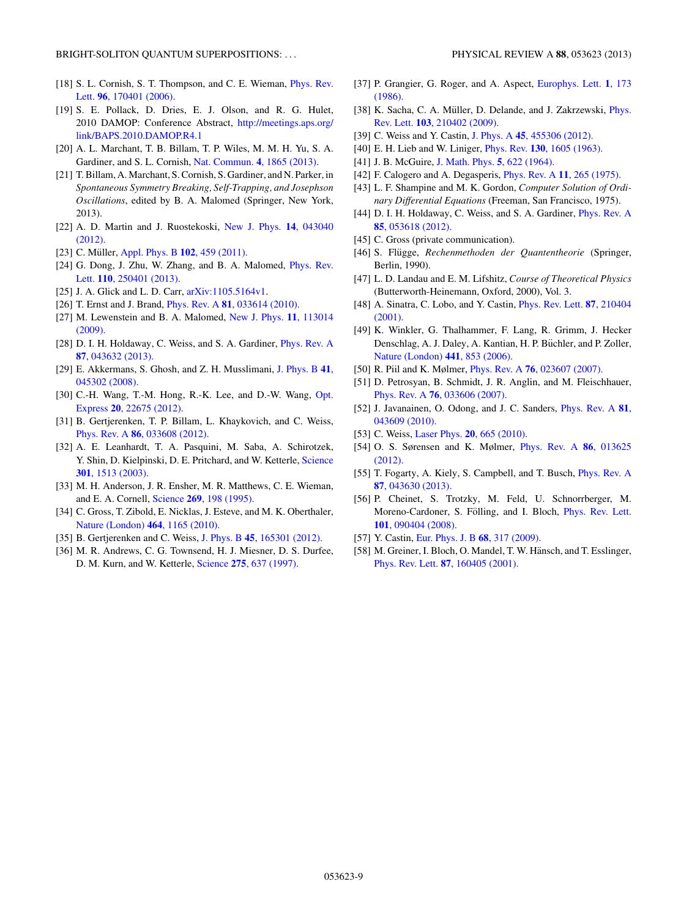[18] S. L. Cornish, S. T. Thompson, and C. E. Wieman, Phys. Rev. Lett. **96**, 170401 (2006).

[19] S. E. Pollack, D. Dries, E. J. Olson, and R. G. Hulet, 2010 DAMOP: Conference Abstract, http://meetings.aps.org/link/BAPS.2010.DAMOP.R4.1

[20] A. L. Marchant, T. B. Billam, T. P. Wiles, M. M. H. Yu, S. A. Gardiner, and S. L. Cornish, Nat. Commun. **4**, 1865 (2013).

[21] T. Billam, A. Marchant, S. Cornish, S. Gardiner, and N. Parker, in *Spontaneous Symmetry Breaking, Self-Trapping, and Josephson Oscillations*, edited by B. A. Malomed (Springer, New York, 2013).

[22] A. D. Martin and J. Ruostekoski, New J. Phys. **14**, 043040 (2012).

[23] C. Müller, Appl. Phys. B **102**, 459 (2011).

[24] G. Dong, J. Zhu, W. Zhang, and B. A. Malomed, Phys. Rev. Lett. **110**, 250401 (2013).

[25] J. A. Glick and L. D. Carr, arXiv:1105.5164v1.

[26] T. Ernst and J. Brand, Phys. Rev. A **81**, 033614 (2010).

[27] M. Lewenstein and B. A. Malomed, New J. Phys. **11**, 113014 (2009).

[28] D. I. H. Holdaway, C. Weiss, and S. A. Gardiner, Phys. Rev. A **87**, 043632 (2013).

[29] E. Akkermans, S. Ghosh, and Z. H. Musslimani, J. Phys. B **41**, 045302 (2008).

[30] C.-H. Wang, T.-M. Hong, R.-K. Lee, and D.-W. Wang, Opt. Express **20**, 22675 (2012).

[31] B. Gertjerenken, T. P. Billam, L. Khaykovich, and C. Weiss, Phys. Rev. A **86**, 033608 (2012).

[32] A. E. Leanhardt, T. A. Pasquini, M. Saba, A. Schirotzek, Y. Shin, D. Kielpinski, D. E. Pritchard, and W. Ketterle, Science **301**, 1513 (2003).

[33] M. H. Anderson, J. R. Ensher, M. R. Matthews, C. E. Wieman, and E. A. Cornell, Science **269**, 198 (1995).

[34] C. Gross, T. Zibold, E. Nicklas, J. Esteve, and M. K. Oberthaler, Nature (London) **464**, 1165 (2010).

[35] B. Gertjerenken and C. Weiss, J. Phys. B **45**, 165301 (2012).

[36] M. R. Andrews, C. G. Townsend, H. J. Miesner, D. S. Durfee, D. M. Kurn, and W. Ketterle, Science **275**, 637 (1997).

[37] P. Grangier, G. Roger, and A. Aspect, Europhys. Lett. **1**, 173 (1986).

[38] K. Sacha, C. A. Müller, D. Delande, and J. Zakrzewski, Phys. Rev. Lett. **103**, 210402 (2009).

[39] C. Weiss and Y. Castin, J. Phys. A **45**, 455306 (2012).

[40] E. H. Lieb and W. Liniger, Phys. Rev. **130**, 1605 (1963).

[41] J. B. McGuire, J. Math. Phys. **5**, 622 (1964).

[42] F. Calogero and A. Degasperis, Phys. Rev. A **11**, 265 (1975).

[43] L. F. Shampine and M. K. Gordon, *Computer Solution of Ordinary Differential Equations* (Freeman, San Francisco, 1975).

[44] D. I. H. Holdaway, C. Weiss, and S. A. Gardiner, Phys. Rev. A **85**, 053618 (2012).

[45] C. Gross (private communication).

[46] S. Flügge, *Rechenmethoden der Quantentheorie* (Springer, Berlin, 1990).

[47] L. D. Landau and E. M. Lifshitz, *Course of Theoretical Physics* (Butterworth-Heinemann, Oxford, 2000), Vol. 3.

[48] A. Sinatra, C. Lobo, and Y. Castin, Phys. Rev. Lett. **87**, 210404 (2001).

[49] K. Winkler, G. Thalhammer, F. Lang, R. Grimm, J. Hecker Denschlag, A. J. Daley, A. Kantian, H. P. Büchler, and P. Zoller, Nature (London) **441**, 853 (2006).

[50] R. Piil and K. Mølmer, Phys. Rev. A **76**, 023607 (2007).

[51] D. Petrosyan, B. Schmidt, J. R. Anglin, and M. Fleischhauer, Phys. Rev. A **76**, 033606 (2007).

[52] J. Javanainen, O. Odong, and J. C. Sanders, Phys. Rev. A **81**, 043609 (2010).

[53] C. Weiss, Laser Phys. **20**, 665 (2010).

[54] O. S. Sørensen and K. Mølmer, Phys. Rev. A **86**, 013625 (2012).

[55] T. Fogarty, A. Kiely, S. Campbell, and T. Busch, Phys. Rev. A **87**, 043630 (2013).

[56] P. Cheinet, S. Trotzky, M. Feld, U. Schnorrberger, M. Moreno-Cardoner, S. Fölling, and I. Bloch, Phys. Rev. Lett. **101**, 090404 (2008).

[57] Y. Castin, Eur. Phys. J. B **68**, 317 (2009).

[58] M. Greiner, I. Bloch, O. Mandel, T. W. Hänsch, and T. Esslinger, Phys. Rev. Lett. **87**, 160405 (2001).